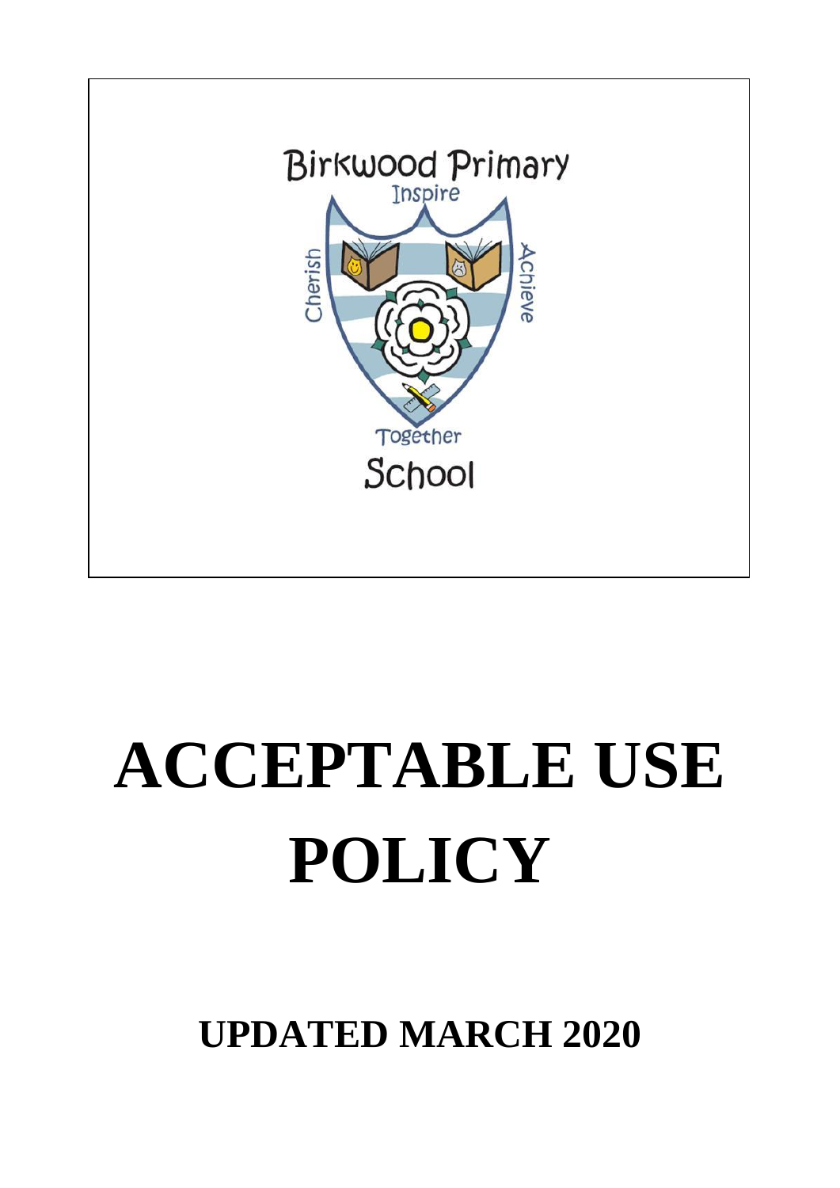Birkwood Primary

Inspire

Cherish

Achieve

Together

School

# ACCEPTABLE USE POLICY

## UPDATED MARCH 2020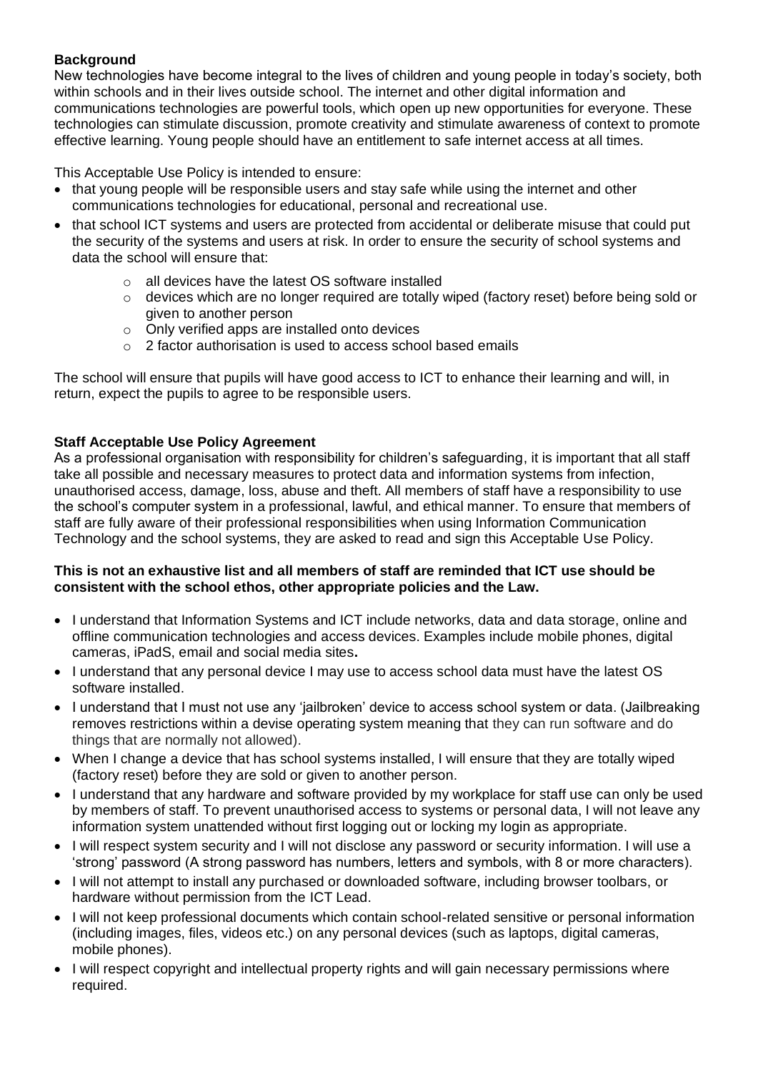**Background**

New technologies have become integral to the lives of children and young people in today's society, both within schools and in their lives outside school. The internet and other digital information and communications technologies are powerful tools, which open up new opportunities for everyone. These technologies can stimulate discussion, promote creativity and stimulate awareness of context to promote effective learning. Young people should have an entitlement to safe internet access at all times.

This Acceptable Use Policy is intended to ensure:

- that young people will be responsible users and stay safe while using the internet and other communications technologies for educational, personal and recreational use.
- that school ICT systems and users are protected from accidental or deliberate misuse that could put the security of the systems and users at risk. In order to ensure the security of school systems and data the school will ensure that:
  - all devices have the latest OS software installed
  - devices which are no longer required are totally wiped (factory reset) before being sold or given to another person
  - Only verified apps are installed onto devices
  - 2 factor authorisation is used to access school based emails

The school will ensure that pupils will have good access to ICT to enhance their learning and will, in return, expect the pupils to agree to be responsible users.

**Staff Acceptable Use Policy Agreement**

As a professional organisation with responsibility for children's safeguarding, it is important that all staff take all possible and necessary measures to protect data and information systems from infection, unauthorised access, damage, loss, abuse and theft. All members of staff have a responsibility to use the school's computer system in a professional, lawful, and ethical manner. To ensure that members of staff are fully aware of their professional responsibilities when using Information Communication Technology and the school systems, they are asked to read and sign this Acceptable Use Policy.

**This is not an exhaustive list and all members of staff are reminded that ICT use should be consistent with the school ethos, other appropriate policies and the Law.**

- I understand that Information Systems and ICT include networks, data and data storage, online and offline communication technologies and access devices. Examples include mobile phones, digital cameras, iPadS, email and social media sites**.**
- I understand that any personal device I may use to access school data must have the latest OS software installed.
- I understand that I must not use any 'jailbroken' device to access school system or data. (Jailbreaking removes restrictions within a devise operating system meaning that they can run software and do things that are normally not allowed).
- When I change a device that has school systems installed, I will ensure that they are totally wiped (factory reset) before they are sold or given to another person.
- I understand that any hardware and software provided by my workplace for staff use can only be used by members of staff. To prevent unauthorised access to systems or personal data, I will not leave any information system unattended without first logging out or locking my login as appropriate.
- I will respect system security and I will not disclose any password or security information. I will use a 'strong' password (A strong password has numbers, letters and symbols, with 8 or more characters).
- I will not attempt to install any purchased or downloaded software, including browser toolbars, or hardware without permission from the ICT Lead.
- I will not keep professional documents which contain school-related sensitive or personal information (including images, files, videos etc.) on any personal devices (such as laptops, digital cameras, mobile phones).
- I will respect copyright and intellectual property rights and will gain necessary permissions where required.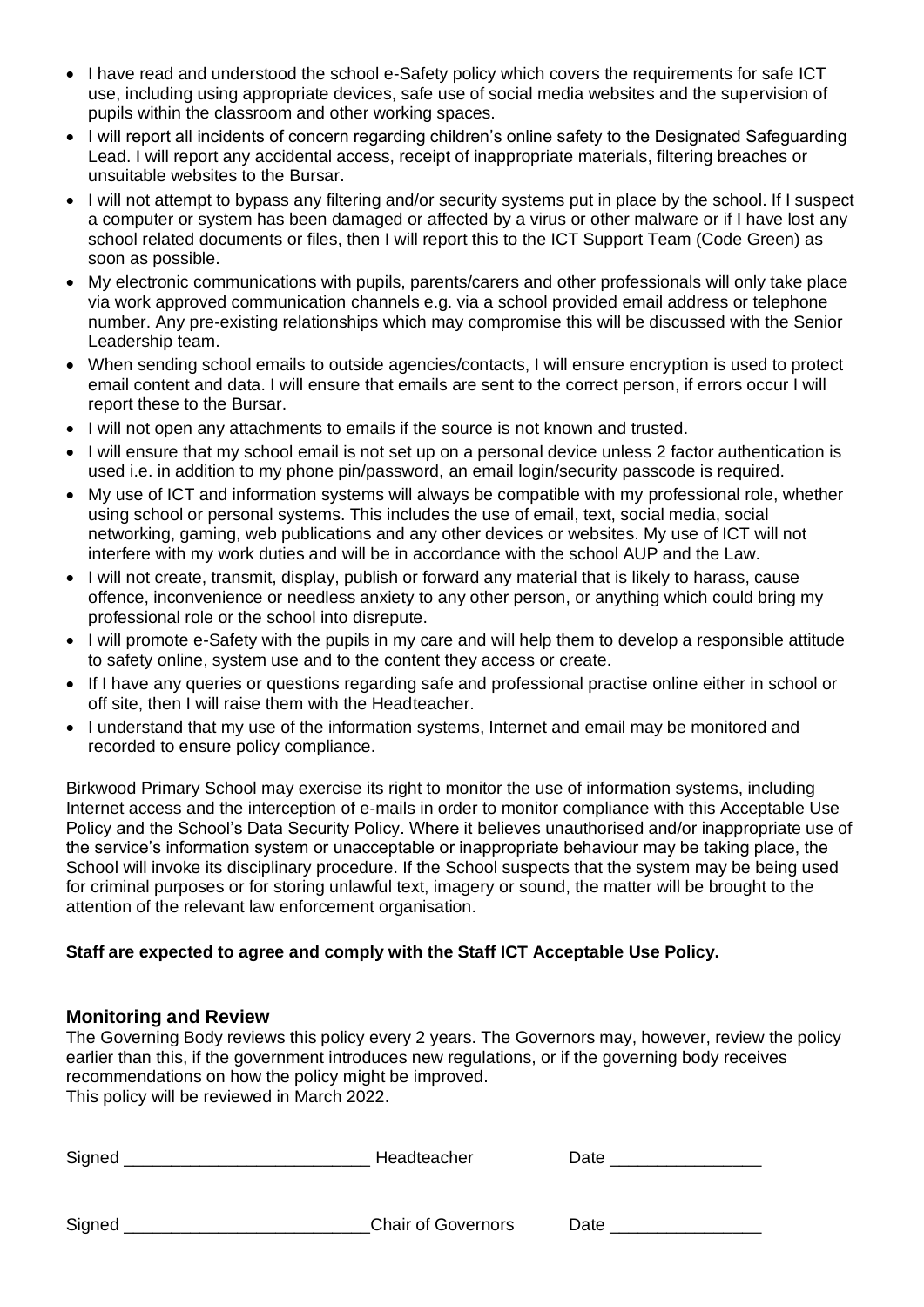- I have read and understood the school e-Safety policy which covers the requirements for safe ICT use, including using appropriate devices, safe use of social media websites and the supervision of pupils within the classroom and other working spaces.
- I will report all incidents of concern regarding children's online safety to the Designated Safeguarding Lead. I will report any accidental access, receipt of inappropriate materials, filtering breaches or unsuitable websites to the Bursar.
- I will not attempt to bypass any filtering and/or security systems put in place by the school. If I suspect a computer or system has been damaged or affected by a virus or other malware or if I have lost any school related documents or files, then I will report this to the ICT Support Team (Code Green) as soon as possible.
- My electronic communications with pupils, parents/carers and other professionals will only take place via work approved communication channels e.g. via a school provided email address or telephone number. Any pre-existing relationships which may compromise this will be discussed with the Senior Leadership team.
- When sending school emails to outside agencies/contacts, I will ensure encryption is used to protect email content and data. I will ensure that emails are sent to the correct person, if errors occur I will report these to the Bursar.
- I will not open any attachments to emails if the source is not known and trusted.
- I will ensure that my school email is not set up on a personal device unless 2 factor authentication is used i.e. in addition to my phone pin/password, an email login/security passcode is required.
- My use of ICT and information systems will always be compatible with my professional role, whether using school or personal systems. This includes the use of email, text, social media, social networking, gaming, web publications and any other devices or websites. My use of ICT will not interfere with my work duties and will be in accordance with the school AUP and the Law.
- I will not create, transmit, display, publish or forward any material that is likely to harass, cause offence, inconvenience or needless anxiety to any other person, or anything which could bring my professional role or the school into disrepute.
- I will promote e-Safety with the pupils in my care and will help them to develop a responsible attitude to safety online, system use and to the content they access or create.
- If I have any queries or questions regarding safe and professional practise online either in school or off site, then I will raise them with the Headteacher.
- I understand that my use of the information systems, Internet and email may be monitored and recorded to ensure policy compliance.

Birkwood Primary School may exercise its right to monitor the use of information systems, including Internet access and the interception of e-mails in order to monitor compliance with this Acceptable Use Policy and the School's Data Security Policy. Where it believes unauthorised and/or inappropriate use of the service's information system or unacceptable or inappropriate behaviour may be taking place, the School will invoke its disciplinary procedure. If the School suspects that the system may be being used for criminal purposes or for storing unlawful text, imagery or sound, the matter will be brought to the attention of the relevant law enforcement organisation.

**Staff are expected to agree and comply with the Staff ICT Acceptable Use Policy.**

### Monitoring and Review

The Governing Body reviews this policy every 2 years. The Governors may, however, review the policy earlier than this, if the government introduces new regulations, or if the governing body receives recommendations on how the policy might be improved.
This policy will be reviewed in March 2022.

Signed _________________________ Headteacher Date _______________

Signed _________________________ Chair of Governors Date _______________